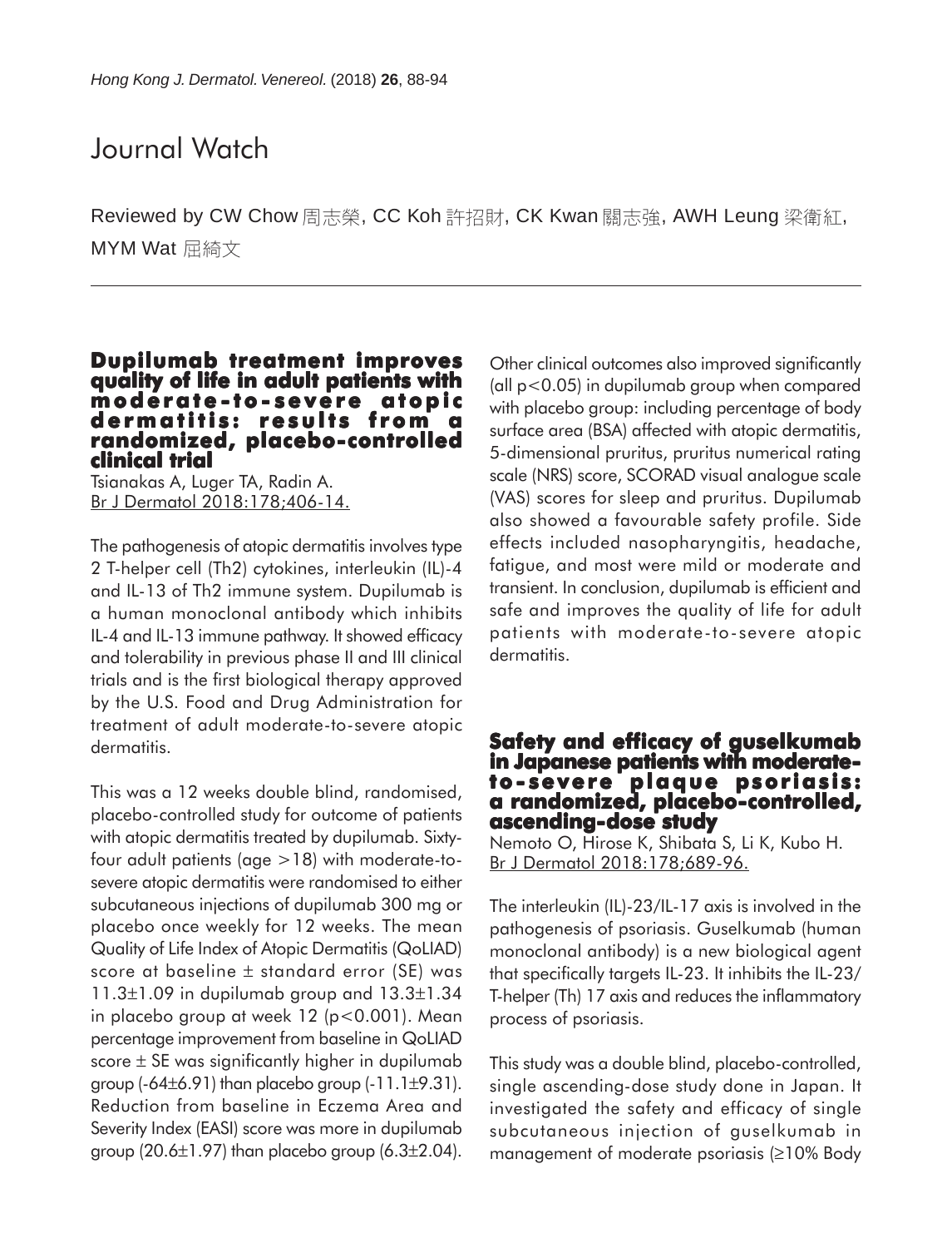# Journal Watch

Reviewed by CW Chow 周志榮, CC Koh 許招財, CK Kwan 關志強, AWH Leung 梁衛紅, MYM Wat 屈綺文

## Dupilumab treatment improves quality of life in adult patients with moderate-to-severe atopic dermatitis: results from a randomized, placebo-controlled clinical trial

Tsianakas A, Luger TA, Radin A.
Br J Dermatol 2018:178;406-14.

The pathogenesis of atopic dermatitis involves type 2 T-helper cell (Th2) cytokines, interleukin (IL)-4 and IL-13 of Th2 immune system. Dupilumab is a human monoclonal antibody which inhibits IL-4 and IL-13 immune pathway. It showed efficacy and tolerability in previous phase II and III clinical trials and is the first biological therapy approved by the U.S. Food and Drug Administration for treatment of adult moderate-to-severe atopic dermatitis.

This was a 12 weeks double blind, randomised, placebo-controlled study for outcome of patients with atopic dermatitis treated by dupilumab. Sixty-four adult patients (age >18) with moderate-to-severe atopic dermatitis were randomised to either subcutaneous injections of dupilumab 300 mg or placebo once weekly for 12 weeks. The mean Quality of Life Index of Atopic Dermatitis (QoLIAD) score at baseline ± standard error (SE) was 11.3±1.09 in dupilumab group and 13.3±1.34 in placebo group at week 12 ($p<0.001$). Mean percentage improvement from baseline in QoLIAD score ± SE was significantly higher in dupilumab group (-64±6.91) than placebo group (-11.1±9.31). Reduction from baseline in Eczema Area and Severity Index (EASI) score was more in dupilumab group (20.6±1.97) than placebo group (6.3±2.04). Other clinical outcomes also improved significantly (all $p<0.05$) in dupilumab group when compared with placebo group: including percentage of body surface area (BSA) affected with atopic dermatitis, 5-dimensional pruritus, pruritus numerical rating scale (NRS) score, SCORAD visual analogue scale (VAS) scores for sleep and pruritus. Dupilumab also showed a favourable safety profile. Side effects included nasopharyngitis, headache, fatigue, and most were mild or moderate and transient. In conclusion, dupilumab is efficient and safe and improves the quality of life for adult patients with moderate-to-severe atopic dermatitis.

## Safety and efficacy of guselkumab in Japanese patients with moderate-to-severe plaque psoriasis: a randomized, placebo-controlled, ascending-dose study

Nemoto O, Hirose K, Shibata S, Li K, Kubo H.
Br J Dermatol 2018:178;689-96.

The interleukin (IL)-23/IL-17 axis is involved in the pathogenesis of psoriasis. Guselkumab (human monoclonal antibody) is a new biological agent that specifically targets IL-23. It inhibits the IL-23/T-helper (Th) 17 axis and reduces the inflammatory process of psoriasis.

This study was a double blind, placebo-controlled, single ascending-dose study done in Japan. It investigated the safety and efficacy of single subcutaneous injection of guselkumab in management of moderate psoriasis (≥10% Body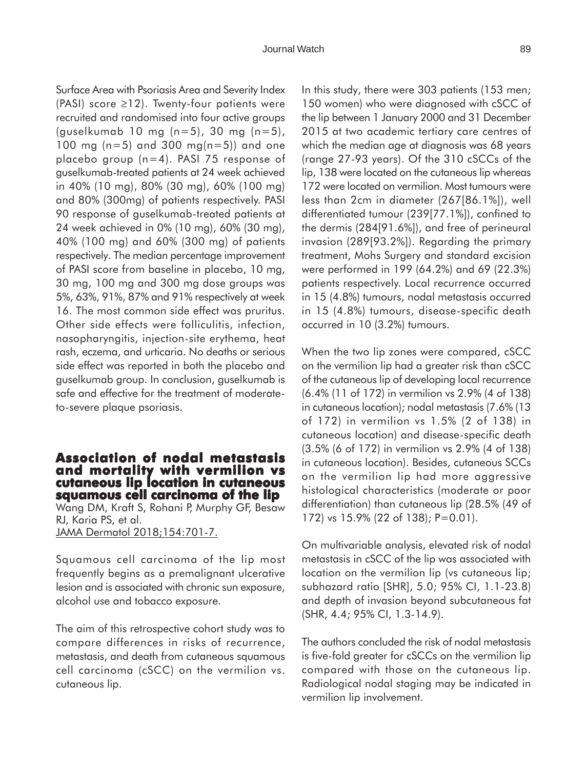Surface Area with Psoriasis Area and Severity Index (PASI) score ≥12). Twenty-four patients were recruited and randomised into four active groups (guselkumab 10 mg (n=5), 30 mg (n=5), 100 mg (n=5) and 300 mg(n=5)) and one placebo group (n=4). PASI 75 response of guselkumab-treated patients at 24 week achieved in 40% (10 mg), 80% (30 mg), 60% (100 mg) and 80% (300mg) of patients respectively. PASI 90 response of guselkumab-treated patients at 24 week achieved in 0% (10 mg), 60% (30 mg), 40% (100 mg) and 60% (300 mg) of patients respectively. The median percentage improvement of PASI score from baseline in placebo, 10 mg, 30 mg, 100 mg and 300 mg dose groups was 5%, 63%, 91%, 87% and 91% respectively at week 16. The most common side effect was pruritus. Other side effects were folliculitis, infection, nasopharyngitis, injection-site erythema, heat rash, eczema, and urticaria. No deaths or serious side effect was reported in both the placebo and guselkumab group. In conclusion, guselkumab is safe and effective for the treatment of moderate-to-severe plaque psoriasis.

## Association of nodal metastasis and mortality with vermilion vs cutaneous lip location in cutaneous squamous cell carcinoma of the lip

Wang DM, Kraft S, Rohani P, Murphy GF, Besaw RJ, Karia PS, et al.
JAMA Dermatol 2018;154:701-7.

Squamous cell carcinoma of the lip most frequently begins as a premalignant ulcerative lesion and is associated with chronic sun exposure, alcohol use and tobacco exposure.

The aim of this retrospective cohort study was to compare differences in risks of recurrence, metastasis, and death from cutaneous squamous cell carcinoma (cSCC) on the vermilion vs. cutaneous lip.

In this study, there were 303 patients (153 men; 150 women) who were diagnosed with cSCC of the lip between 1 January 2000 and 31 December 2015 at two academic tertiary care centres of which the median age at diagnosis was 68 years (range 27-93 years). Of the 310 cSCCs of the lip, 138 were located on the cutaneous lip whereas 172 were located on vermilion. Most tumours were less than 2cm in diameter (267[86.1%]), well differentiated tumour (239[77.1%]), confined to the dermis (284[91.6%]), and free of perineural invasion (289[93.2%]). Regarding the primary treatment, Mohs Surgery and standard excision were performed in 199 (64.2%) and 69 (22.3%) patients respectively. Local recurrence occurred in 15 (4.8%) tumours, nodal metastasis occurred in 15 (4.8%) tumours, disease-specific death occurred in 10 (3.2%) tumours.

When the two lip zones were compared, cSCC on the vermilion lip had a greater risk than cSCC of the cutaneous lip of developing local recurrence (6.4% (11 of 172) in vermilion vs 2.9% (4 of 138) in cutaneous location); nodal metastasis (7.6% (13 of 172) in vermilion vs 1.5% (2 of 138) in cutaneous location) and disease-specific death (3.5% (6 of 172) in vermilion vs 2.9% (4 of 138) in cutaneous location). Besides, cutaneous SCCs on the vermilion lip had more aggressive histological characteristics (moderate or poor differentiation) than cutaneous lip (28.5% (49 of 172) vs 15.9% (22 of 138); P=0.01).

On multivariable analysis, elevated risk of nodal metastasis in cSCC of the lip was associated with location on the vermilion lip (vs cutaneous lip; subhazard ratio [SHR], 5.0; 95% CI, 1.1-23.8) and depth of invasion beyond subcutaneous fat (SHR, 4.4; 95% CI, 1.3-14.9).

The authors concluded the risk of nodal metastasis is five-fold greater for cSCCs on the vermilion lip compared with those on the cutaneous lip. Radiological nodal staging may be indicated in vermilion lip involvement.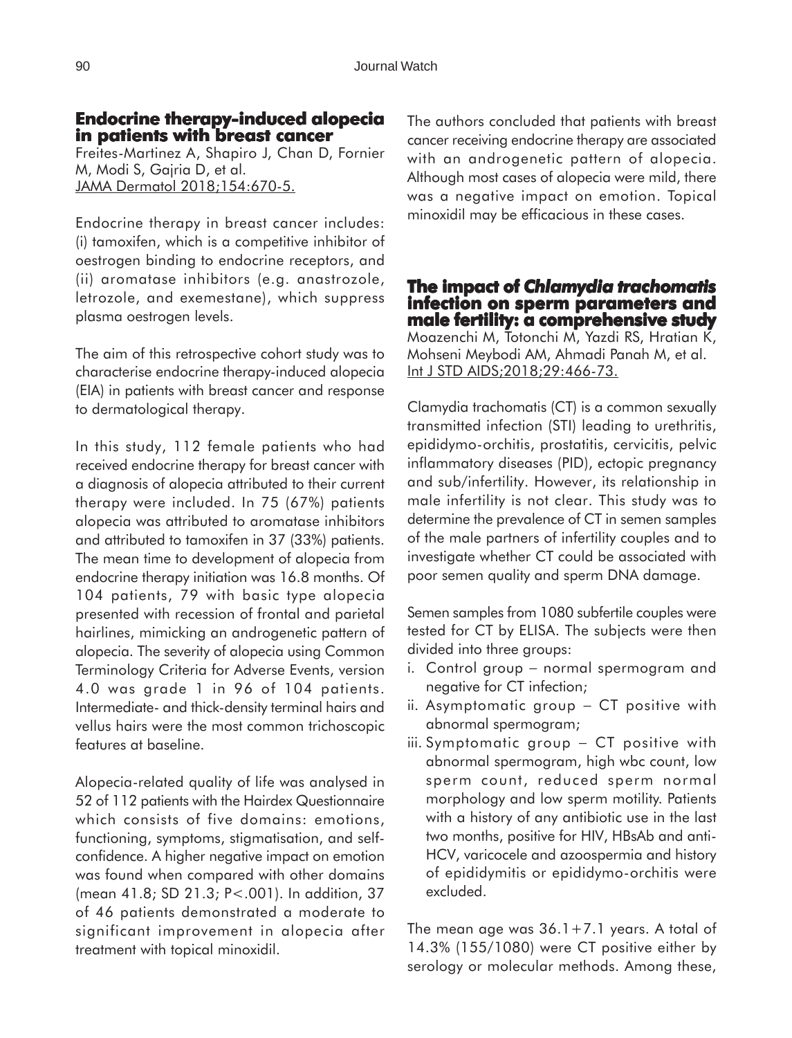## Endocrine therapy-induced alopecia in patients with breast cancer

Freites-Martinez A, Shapiro J, Chan D, Fornier M, Modi S, Gajria D, et al.
JAMA Dermatol 2018;154:670-5.

Endocrine therapy in breast cancer includes: (i) tamoxifen, which is a competitive inhibitor of oestrogen binding to endocrine receptors, and (ii) aromatase inhibitors (e.g. anastrozole, letrozole, and exemestane), which suppress plasma oestrogen levels.

The aim of this retrospective cohort study was to characterise endocrine therapy-induced alopecia (EIA) in patients with breast cancer and response to dermatological therapy.

In this study, 112 female patients who had received endocrine therapy for breast cancer with a diagnosis of alopecia attributed to their current therapy were included. In 75 (67%) patients alopecia was attributed to aromatase inhibitors and attributed to tamoxifen in 37 (33%) patients. The mean time to development of alopecia from endocrine therapy initiation was 16.8 months. Of 104 patients, 79 with basic type alopecia presented with recession of frontal and parietal hairlines, mimicking an androgenetic pattern of alopecia. The severity of alopecia using Common Terminology Criteria for Adverse Events, version 4.0 was grade 1 in 96 of 104 patients. Intermediate- and thick-density terminal hairs and vellus hairs were the most common trichoscopic features at baseline.

Alopecia-related quality of life was analysed in 52 of 112 patients with the Hairdex Questionnaire which consists of five domains: emotions, functioning, symptoms, stigmatisation, and self-confidence. A higher negative impact on emotion was found when compared with other domains (mean 41.8; SD 21.3; $P<.001$). In addition, 37 of 46 patients demonstrated a moderate to significant improvement in alopecia after treatment with topical minoxidil.

The authors concluded that patients with breast cancer receiving endocrine therapy are associated with an androgenetic pattern of alopecia. Although most cases of alopecia were mild, there was a negative impact on emotion. Topical minoxidil may be efficacious in these cases.

## The impact of *Chlamydia trachomatis* infection on sperm parameters and male fertility: a comprehensive study

Moazenchi M, Totonchi M, Yazdi RS, Hratian K, Mohseni Meybodi AM, Ahmadi Panah M, et al.
Int J STD AIDS;2018;29:466-73.

Clamydia trachomatis (CT) is a common sexually transmitted infection (STI) leading to urethritis, epididymo-orchitis, prostatitis, cervicitis, pelvic inflammatory diseases (PID), ectopic pregnancy and sub/infertility. However, its relationship in male infertility is not clear. This study was to determine the prevalence of CT in semen samples of the male partners of infertility couples and to investigate whether CT could be associated with poor semen quality and sperm DNA damage.

Semen samples from 1080 subfertile couples were tested for CT by ELISA. The subjects were then divided into three groups:

i. Control group – normal spermogram and negative for CT infection;
ii. Asymptomatic group – CT positive with abnormal spermogram;
iii. Symptomatic group – CT positive with abnormal spermogram, high wbc count, low sperm count, reduced sperm normal morphology and low sperm motility. Patients with a history of any antibiotic use in the last two months, positive for HIV, HBsAb and anti-HCV, varicocele and azoospermia and history of epididymitis or epididymo-orchitis were excluded.

The mean age was 36.1+7.1 years. A total of 14.3% (155/1080) were CT positive either by serology or molecular methods. Among these,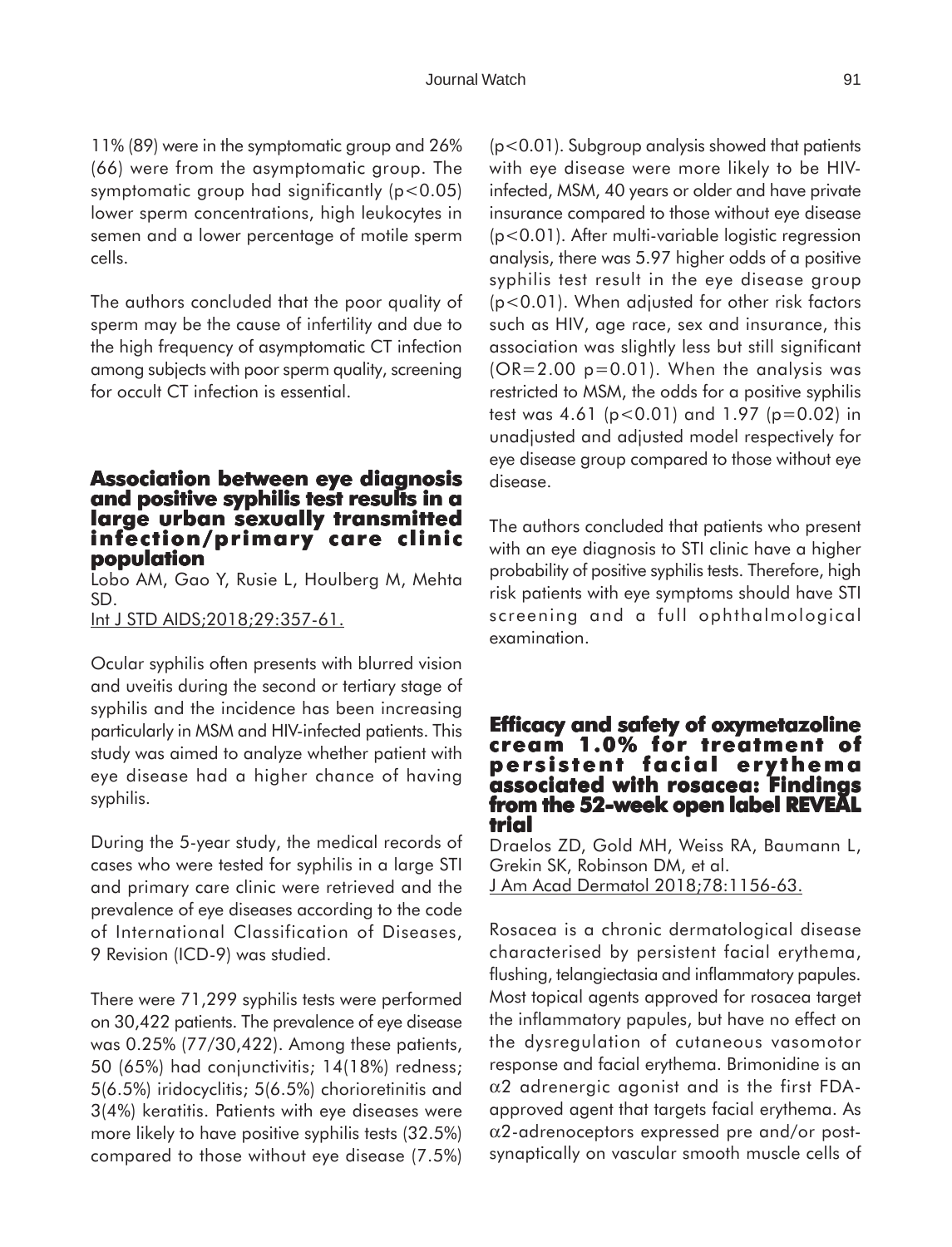11% (89) were in the symptomatic group and 26% (66) were from the asymptomatic group. The symptomatic group had significantly ($p<0.05$) lower sperm concentrations, high leukocytes in semen and a lower percentage of motile sperm cells.

The authors concluded that the poor quality of sperm may be the cause of infertility and due to the high frequency of asymptomatic CT infection among subjects with poor sperm quality, screening for occult CT infection is essential.

## Association between eye diagnosis and positive syphilis test results in a large urban sexually transmitted infection/primary care clinic population

Lobo AM, Gao Y, Rusie L, Houlberg M, Mehta SD.
Int J STD AIDS;2018;29:357-61.

Ocular syphilis often presents with blurred vision and uveitis during the second or tertiary stage of syphilis and the incidence has been increasing particularly in MSM and HIV-infected patients. This study was aimed to analyze whether patient with eye disease had a higher chance of having syphilis.

During the 5-year study, the medical records of cases who were tested for syphilis in a large STI and primary care clinic were retrieved and the prevalence of eye diseases according to the code of International Classification of Diseases, 9 Revision (ICD-9) was studied.

There were 71,299 syphilis tests were performed on 30,422 patients. The prevalence of eye disease was 0.25% (77/30,422). Among these patients, 50 (65%) had conjunctivitis; 14(18%) redness; 5(6.5%) iridocyclitis; 5(6.5%) chorioretinitis and 3(4%) keratitis. Patients with eye diseases were more likely to have positive syphilis tests (32.5%) compared to those without eye disease (7.5%) ($p<0.01$). Subgroup analysis showed that patients with eye disease were more likely to be HIV-infected, MSM, 40 years or older and have private insurance compared to those without eye disease ($p<0.01$). After multi-variable logistic regression analysis, there was 5.97 higher odds of a positive syphilis test result in the eye disease group ($p<0.01$). When adjusted for other risk factors such as HIV, age race, sex and insurance, this association was slightly less but still significant (OR=2.00 $p=0.01$). When the analysis was restricted to MSM, the odds for a positive syphilis test was 4.61 ($p<0.01$) and 1.97 ($p=0.02$) in unadjusted and adjusted model respectively for eye disease group compared to those without eye disease.

The authors concluded that patients who present with an eye diagnosis to STI clinic have a higher probability of positive syphilis tests. Therefore, high risk patients with eye symptoms should have STI screening and a full ophthalmological examination.

## Efficacy and safety of oxymetazoline cream 1.0% for treatment of persistent facial erythema associated with rosacea: Findings from the 52-week open label REVEAL trial

Draelos ZD, Gold MH, Weiss RA, Baumann L, Grekin SK, Robinson DM, et al.
J Am Acad Dermatol 2018;78:1156-63.

Rosacea is a chronic dermatological disease characterised by persistent facial erythema, flushing, telangiectasia and inflammatory papules. Most topical agents approved for rosacea target the inflammatory papules, but have no effect on the dysregulation of cutaneous vasomotor response and facial erythema. Brimonidine is an $\alpha 2$ adrenergic agonist and is the first FDA-approved agent that targets facial erythema. As $\alpha 2$-adrenoceptors expressed pre and/or post-synaptically on vascular smooth muscle cells of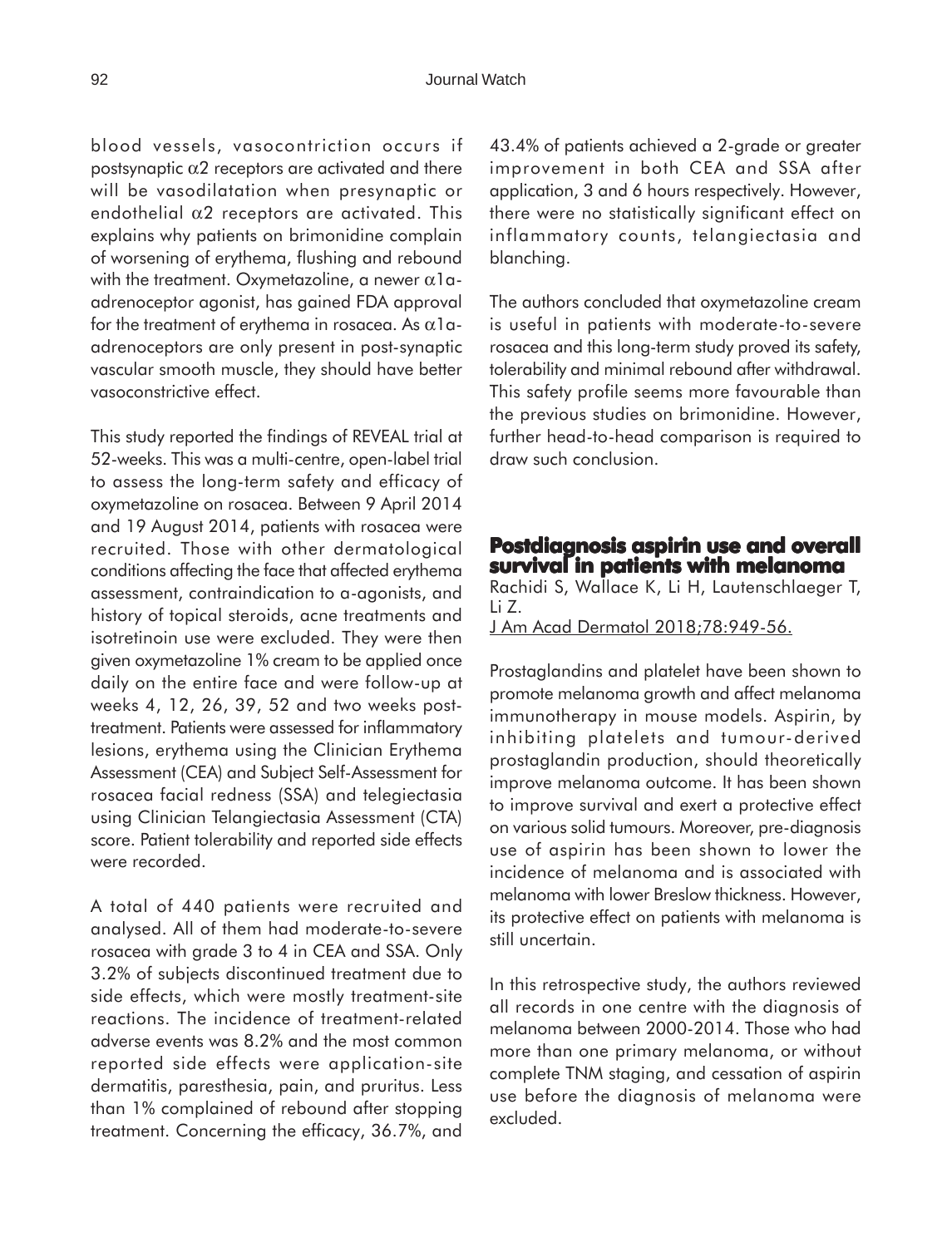blood vessels, vasocontriction occurs if postsynaptic $\alpha 2$ receptors are activated and there will be vasodilatation when presynaptic or endothelial $\alpha 2$ receptors are activated. This explains why patients on brimonidine complain of worsening of erythema, flushing and rebound with the treatment. Oxymetazoline, a newer $\alpha 1a$-adrenoceptor agonist, has gained FDA approval for the treatment of erythema in rosacea. As $\alpha 1a$-adrenoceptors are only present in post-synaptic vascular smooth muscle, they should have better vasoconstrictive effect.

This study reported the findings of REVEAL trial at 52-weeks. This was a multi-centre, open-label trial to assess the long-term safety and efficacy of oxymetazoline on rosacea. Between 9 April 2014 and 19 August 2014, patients with rosacea were recruited. Those with other dermatological conditions affecting the face that affected erythema assessment, contraindication to a-agonists, and history of topical steroids, acne treatments and isotretinoin use were excluded. They were then given oxymetazoline 1% cream to be applied once daily on the entire face and were follow-up at weeks 4, 12, 26, 39, 52 and two weeks post-treatment. Patients were assessed for inflammatory lesions, erythema using the Clinician Erythema Assessment (CEA) and Subject Self-Assessment for rosacea facial redness (SSA) and telegiectasia using Clinician Telangiectasia Assessment (CTA) score. Patient tolerability and reported side effects were recorded.

A total of 440 patients were recruited and analysed. All of them had moderate-to-severe rosacea with grade 3 to 4 in CEA and SSA. Only 3.2% of subjects discontinued treatment due to side effects, which were mostly treatment-site reactions. The incidence of treatment-related adverse events was 8.2% and the most common reported side effects were application-site dermatitis, paresthesia, pain, and pruritus. Less than 1% complained of rebound after stopping treatment. Concerning the efficacy, 36.7%, and 43.4% of patients achieved a 2-grade or greater improvement in both CEA and SSA after application, 3 and 6 hours respectively. However, there were no statistically significant effect on inflammatory counts, telangiectasia and blanching.

The authors concluded that oxymetazoline cream is useful in patients with moderate-to-severe rosacea and this long-term study proved its safety, tolerability and minimal rebound after withdrawal. This safety profile seems more favourable than the previous studies on brimonidine. However, further head-to-head comparison is required to draw such conclusion.

## Postdiagnosis aspirin use and overall survival in patients with melanoma

Rachidi S, Wallace K, Li H, Lautenschlaeger T, Li Z.

J Am Acad Dermatol 2018;78:949-56.

Prostaglandins and platelet have been shown to promote melanoma growth and affect melanoma immunotherapy in mouse models. Aspirin, by inhibiting platelets and tumour-derived prostaglandin production, should theoretically improve melanoma outcome. It has been shown to improve survival and exert a protective effect on various solid tumours. Moreover, pre-diagnosis use of aspirin has been shown to lower the incidence of melanoma and is associated with melanoma with lower Breslow thickness. However, its protective effect on patients with melanoma is still uncertain.

In this retrospective study, the authors reviewed all records in one centre with the diagnosis of melanoma between 2000-2014. Those who had more than one primary melanoma, or without complete TNM staging, and cessation of aspirin use before the diagnosis of melanoma were excluded.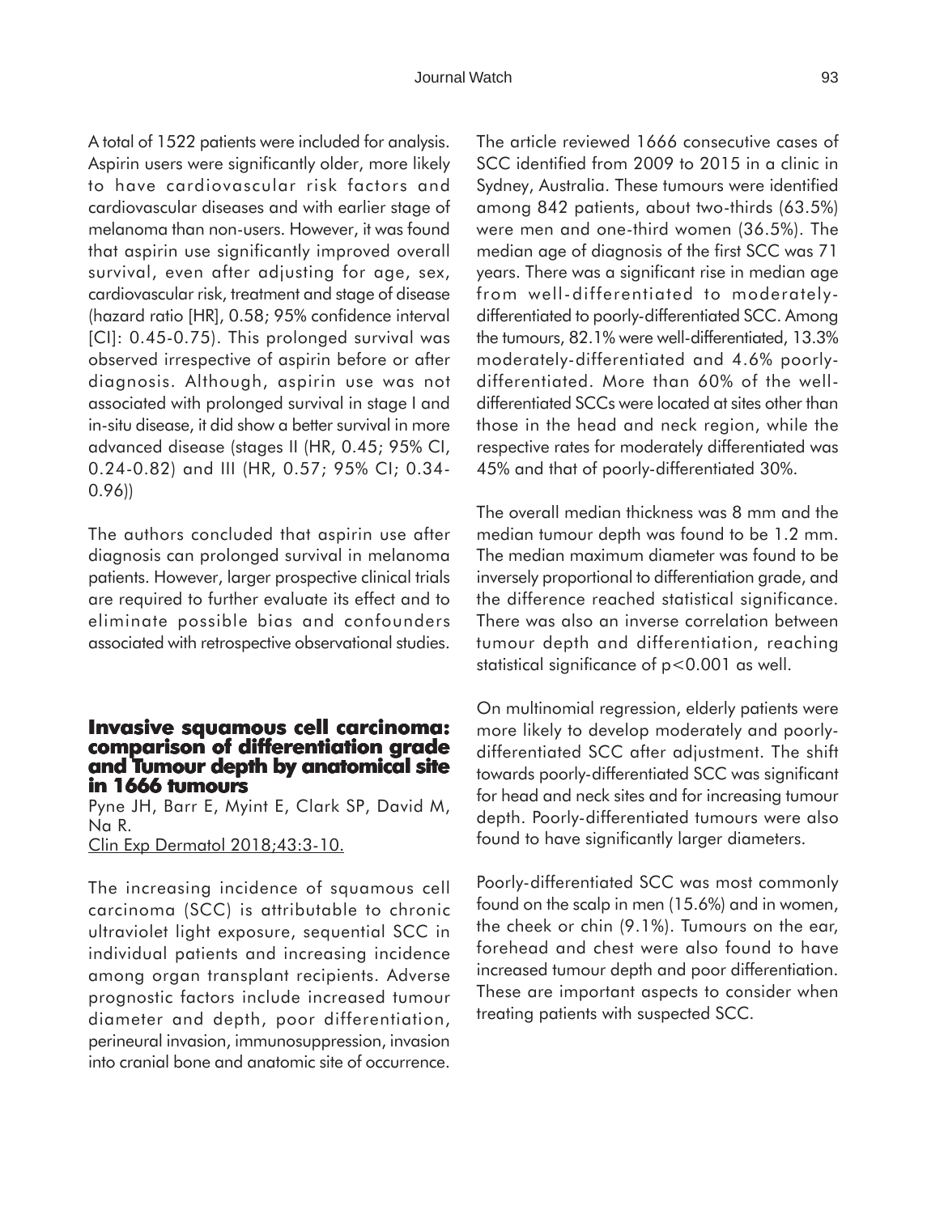A total of 1522 patients were included for analysis. Aspirin users were significantly older, more likely to have cardiovascular risk factors and cardiovascular diseases and with earlier stage of melanoma than non-users. However, it was found that aspirin use significantly improved overall survival, even after adjusting for age, sex, cardiovascular risk, treatment and stage of disease (hazard ratio [HR], 0.58; 95% confidence interval [CI]: 0.45-0.75). This prolonged survival was observed irrespective of aspirin before or after diagnosis. Although, aspirin use was not associated with prolonged survival in stage I and in-situ disease, it did show a better survival in more advanced disease (stages II (HR, 0.45; 95% CI, 0.24-0.82) and III (HR, 0.57; 95% CI; 0.34-0.96))

The authors concluded that aspirin use after diagnosis can prolonged survival in melanoma patients. However, larger prospective clinical trials are required to further evaluate its effect and to eliminate possible bias and confounders associated with retrospective observational studies.

## Invasive squamous cell carcinoma: comparison of differentiation grade and Tumour depth by anatomical site in 1666 tumours

Pyne JH, Barr E, Myint E, Clark SP, David M, Na R.
Clin Exp Dermatol 2018;43:3-10.

The increasing incidence of squamous cell carcinoma (SCC) is attributable to chronic ultraviolet light exposure, sequential SCC in individual patients and increasing incidence among organ transplant recipients. Adverse prognostic factors include increased tumour diameter and depth, poor differentiation, perineural invasion, immunosuppression, invasion into cranial bone and anatomic site of occurrence.

The article reviewed 1666 consecutive cases of SCC identified from 2009 to 2015 in a clinic in Sydney, Australia. These tumours were identified among 842 patients, about two-thirds (63.5%) were men and one-third women (36.5%). The median age of diagnosis of the first SCC was 71 years. There was a significant rise in median age from well-differentiated to moderately-differentiated to poorly-differentiated SCC. Among the tumours, 82.1% were well-differentiated, 13.3% moderately-differentiated and 4.6% poorly-differentiated. More than 60% of the well-differentiated SCCs were located at sites other than those in the head and neck region, while the respective rates for moderately differentiated was 45% and that of poorly-differentiated 30%.

The overall median thickness was 8 mm and the median tumour depth was found to be 1.2 mm. The median maximum diameter was found to be inversely proportional to differentiation grade, and the difference reached statistical significance. There was also an inverse correlation between tumour depth and differentiation, reaching statistical significance of $p<0.001$ as well.

On multinomial regression, elderly patients were more likely to develop moderately and poorly-differentiated SCC after adjustment. The shift towards poorly-differentiated SCC was significant for head and neck sites and for increasing tumour depth. Poorly-differentiated tumours were also found to have significantly larger diameters.

Poorly-differentiated SCC was most commonly found on the scalp in men (15.6%) and in women, the cheek or chin (9.1%). Tumours on the ear, forehead and chest were also found to have increased tumour depth and poor differentiation. These are important aspects to consider when treating patients with suspected SCC.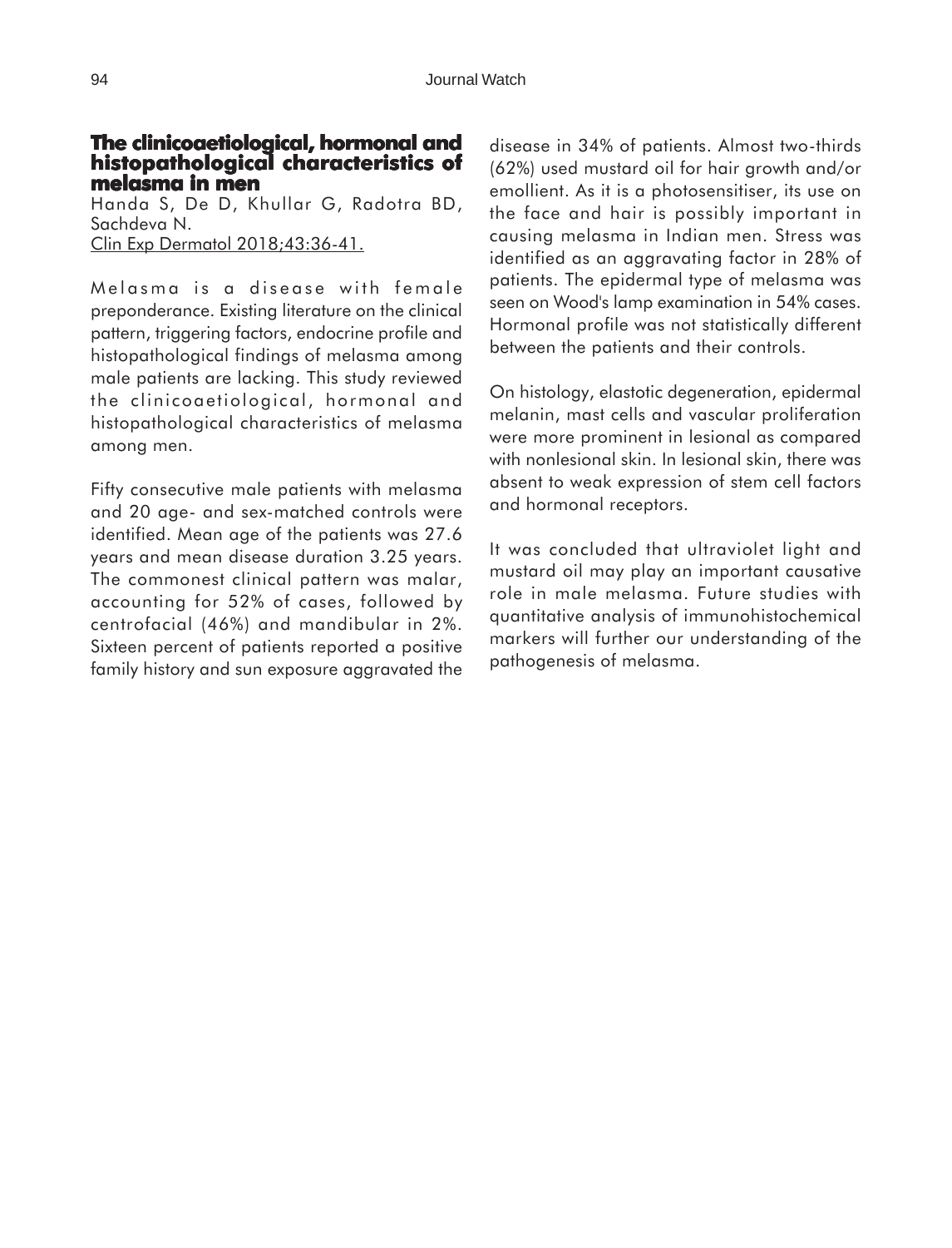## The clinicoaetiological, hormonal and histopathological characteristics of melasma in men

Handa S, De D, Khullar G, Radotra BD, Sachdeva N.

Clin Exp Dermatol 2018;43:36-41.

Melasma is a disease with female preponderance. Existing literature on the clinical pattern, triggering factors, endocrine profile and histopathological findings of melasma among male patients are lacking. This study reviewed the clinicoaetiological, hormonal and histopathological characteristics of melasma among men.

Fifty consecutive male patients with melasma and 20 age- and sex-matched controls were identified. Mean age of the patients was 27.6 years and mean disease duration 3.25 years. The commonest clinical pattern was malar, accounting for 52% of cases, followed by centrofacial (46%) and mandibular in 2%. Sixteen percent of patients reported a positive family history and sun exposure aggravated the disease in 34% of patients. Almost two-thirds (62%) used mustard oil for hair growth and/or emollient. As it is a photosensitiser, its use on the face and hair is possibly important in causing melasma in Indian men. Stress was identified as an aggravating factor in 28% of patients. The epidermal type of melasma was seen on Wood's lamp examination in 54% cases. Hormonal profile was not statistically different between the patients and their controls.

On histology, elastotic degeneration, epidermal melanin, mast cells and vascular proliferation were more prominent in lesional as compared with nonlesional skin. In lesional skin, there was absent to weak expression of stem cell factors and hormonal receptors.

It was concluded that ultraviolet light and mustard oil may play an important causative role in male melasma. Future studies with quantitative analysis of immunohistochemical markers will further our understanding of the pathogenesis of melasma.